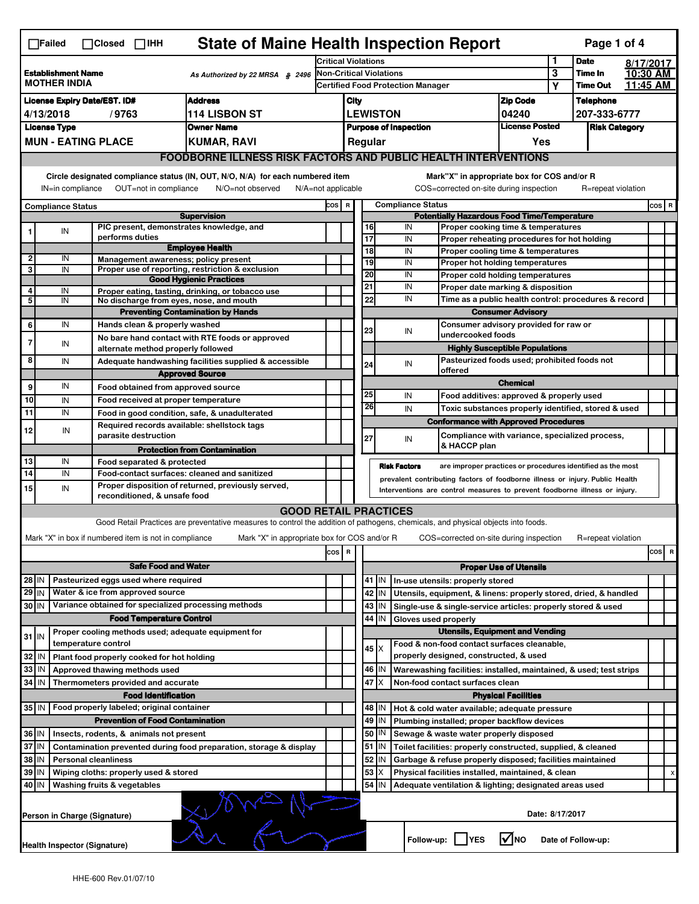☐Failed ☐Closed ☐IHH

# State of Maine Health Inspection Report

| | | | | | |
|---|---|---|---|---|---|
| **Establishment Name** MOTHER INDIA | As Authorized by 22 MRSA § 2496 | Critical Violations | 1 | **Date** | 8/17/2017 |
| | | Non-Critical Violations | 3 | **Time In** | 10:30 AM |
| | | Certified Food Protection Manager | Y | **Time Out** | 11:45 AM |

| License Expiry Date/EST. ID# | Address | City | Zip Code | Telephone |
|---|---|---|---|---|
| 4/13/2018 / 9763 | 114 LISBON ST | LEWISTON | 04240 | 207-333-6777 |

| License Type | Owner Name | Purpose of Inspection | License Posted | Risk Category |
|---|---|---|---|---|
| MUN - EATING PLACE | KUMAR, RAVI | Regular | Yes | |

## FOODBORNE ILLNESS RISK FACTORS AND PUBLIC HEALTH INTERVENTIONS

Circle designated compliance status (IN, OUT, N/O, N/A) for each numbered item
IN=in compliance OUT=not in compliance N/O=not observed N/A=not applicable

Mark"X" in appropriate box for COS and/or R
COS=corrected on-site during inspection R=repeat violation

| # | Compliance Status | | COS | R |
|---|---|---|---|---|
| | | **Supervision** | | |
| 1 | IN | PIC present, demonstrates knowledge, and performs duties | | |
| | | **Employee Health** | | |
| 2 | IN | Management awareness; policy present | | |
| 3 | IN | Proper use of reporting, restriction & exclusion | | |
| | | **Good Hygienic Practices** | | |
| 4 | IN | Proper eating, tasting, drinking, or tobacco use | | |
| 5 | IN | No discharge from eyes, nose, and mouth | | |
| | | **Preventing Contamination by Hands** | | |
| 6 | IN | Hands clean & properly washed | | |
| 7 | IN | No bare hand contact with RTE foods or approved alternate method properly followed | | |
| 8 | IN | Adequate handwashing facilities supplied & accessible | | |
| | | **Approved Source** | | |
| 9 | IN | Food obtained from approved source | | |
| 10 | IN | Food received at proper temperature | | |
| 11 | IN | Food in good condition, safe, & unadulterated | | |
| 12 | IN | Required records available: shellstock tags parasite destruction | | |
| | | **Protection from Contamination** | | |
| 13 | IN | Food separated & protected | | |
| 14 | IN | Food-contact surfaces: cleaned and sanitized | | |
| 15 | IN | Proper disposition of returned, previously served, reconditioned, & unsafe food | | |
| | | **Potentially Hazardous Food Time/Temperature** | | |
| 16 | IN | Proper cooking time & temperatures | | |
| 17 | IN | Proper reheating procedures for hot holding | | |
| 18 | IN | Proper cooling time & temperatures | | |
| 19 | IN | Proper hot holding temperatures | | |
| 20 | IN | Proper cold holding temperatures | | |
| 21 | IN | Proper date marking & disposition | | |
| 22 | IN | Time as a public health control: procedures & record | | |
| | | **Consumer Advisory** | | |
| 23 | IN | Consumer advisory provided for raw or undercooked foods | | |
| | | **Highly Susceptible Populations** | | |
| 24 | IN | Pasteurized foods used; prohibited foods not offered | | |
| | | **Chemical** | | |
| 25 | IN | Food additives: approved & properly used | | |
| 26 | IN | Toxic substances properly identified, stored & used | | |
| | | **Conformance with Approved Procedures** | | |
| 27 | IN | Compliance with variance, specialized process, & HACCP plan | | |

**Risk Factors** are improper practices or procedures identified as the most prevalent contributing factors of foodborne illness or injury. Public Health Interventions are control measures to prevent foodborne illness or injury.

## GOOD RETAIL PRACTICES

Good Retail Practices are preventative measures to control the addition of pathogens, chemicals, and physical objects into foods.

Mark "X" in box if numbered item is not in compliance Mark "X" in appropriate box for COS and/or R COS=corrected on-site during inspection R=repeat violation

| # | | | COS | R |
|---|---|---|---|---|
| | | **Safe Food and Water** | | |
| 28 | IN | Pasteurized eggs used where required | | |
| 29 | IN | Water & ice from approved source | | |
| 30 | IN | Variance obtained for specialized processing methods | | |
| | | **Food Temperature Control** | | |
| 31 | IN | Proper cooling methods used; adequate equipment for temperature control | | |
| 32 | IN | Plant food properly cooked for hot holding | | |
| 33 | IN | Approved thawing methods used | | |
| 34 | IN | Thermometers provided and accurate | | |
| | | **Food Identification** | | |
| 35 | IN | Food properly labeled; original container | | |
| | | **Prevention of Food Contamination** | | |
| 36 | IN | Insects, rodents, & animals not present | | |
| 37 | IN | Contamination prevented during food preparation, storage & display | | |
| 38 | IN | Personal cleanliness | | |
| 39 | IN | Wiping cloths: properly used & stored | | |
| 40 | IN | Washing fruits & vegetables | | |
| | | **Proper Use of Utensils** | | |
| 41 | IN | In-use utensils: properly stored | | |
| 42 | IN | Utensils, equipment, & linens: properly stored, dried, & handled | | |
| 43 | IN | Single-use & single-service articles: properly stored & used | | |
| 44 | IN | Gloves used properly | | |
| | | **Utensils, Equipment and Vending** | | |
| 45 | X | Food & non-food contact surfaces cleanable, properly designed, constructed, & used | | |
| 46 | IN | Warewashing facilities: installed, maintained, & used; test strips | | |
| 47 | X | Non-food contact surfaces clean | | |
| | | **Physical Facilities** | | |
| 48 | IN | Hot & cold water available; adequate pressure | | |
| 49 | IN | Plumbing installed; proper backflow devices | | |
| 50 | IN | Sewage & waste water properly disposed | | |
| 51 | IN | Toilet facilities: properly constructed, supplied, & cleaned | | |
| 52 | IN | Garbage & refuse properly disposed; facilities maintained | | |
| 53 | X | Physical facilities installed, maintained, & clean | | x |
| 54 | IN | Adequate ventilation & lighting; designated areas used | | |

Person in Charge (Signature) [signature]

Date: 8/17/2017

Health Inspector (Signature) [signature]

Follow-up: ☐ YES ☑ NO Date of Follow-up:

HHE-600 Rev.01/07/10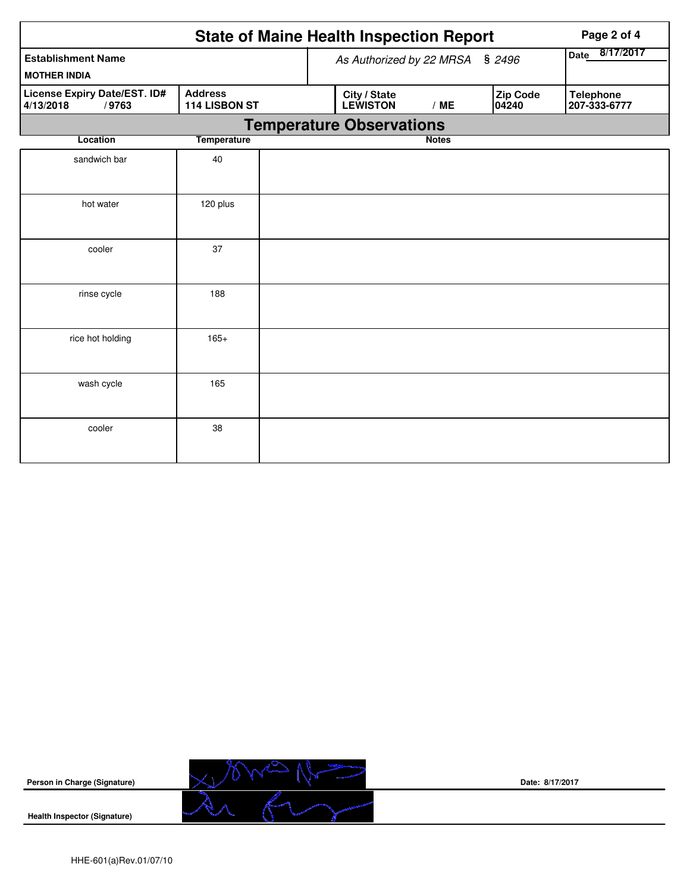# State of Maine Health Inspection Report

| Establishment Name | As Authorized by 22 MRSA § 2496 | | | Date 8/17/2017 |
|---|---|---|---|---|
| MOTHER INDIA | | | | |
| **License Expiry Date/EST. ID#** 4/13/2018 / 9763 | **Address** 114 LISBON ST | **City / State** LEWISTON / ME | **Zip Code** 04240 | **Telephone** 207-333-6777 |

## Temperature Observations

| Location | Temperature | Notes |
|---|---|---|
| sandwich bar | 40 | |
| hot water | 120 plus | |
| cooler | 37 | |
| rinse cycle | 188 | |
| rice hot holding | 165+ | |
| wash cycle | 165 | |
| cooler | 38 | |

**Person in Charge (Signature)** &nbsp;&nbsp;&nbsp;&nbsp; **Date: 8/17/2017**

**Health Inspector (Signature)**

HHE-601(a)Rev.01/07/10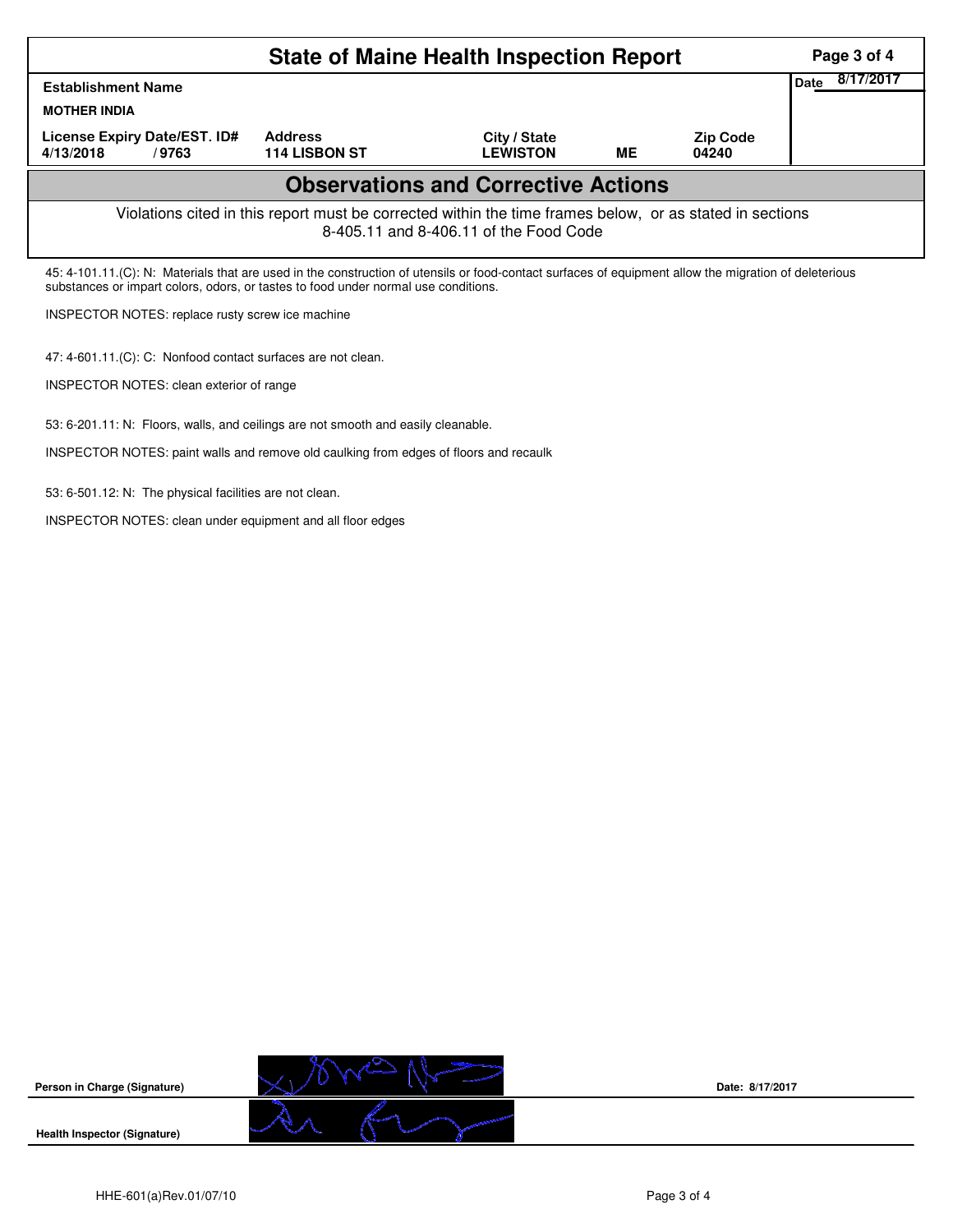# State of Maine Health Inspection Report

| Establishment Name | | | | | Date 8/17/2017 |
|---|---|---|---|---|---|
| MOTHER INDIA | | | | | |
| License Expiry Date/EST. ID# | | Address | City / State | | Zip Code |
| 4/13/2018 | / 9763 | 114 LISBON ST | LEWISTON | ME | 04240 |

## Observations and Corrective Actions

Violations cited in this report must be corrected within the time frames below, or as stated in sections 8-405.11 and 8-406.11 of the Food Code

45: 4-101.11.(C): N: Materials that are used in the construction of utensils or food-contact surfaces of equipment allow the migration of deleterious substances or impart colors, odors, or tastes to food under normal use conditions.

INSPECTOR NOTES: replace rusty screw ice machine

47: 4-601.11.(C): C: Nonfood contact surfaces are not clean.

INSPECTOR NOTES: clean exterior of range

53: 6-201.11: N: Floors, walls, and ceilings are not smooth and easily cleanable.

INSPECTOR NOTES: paint walls and remove old caulking from edges of floors and recaulk

53: 6-501.12: N: The physical facilities are not clean.

INSPECTOR NOTES: clean under equipment and all floor edges

Person in Charge (Signature) Date: 8/17/2017

Health Inspector (Signature)

HHE-601(a)Rev.01/07/10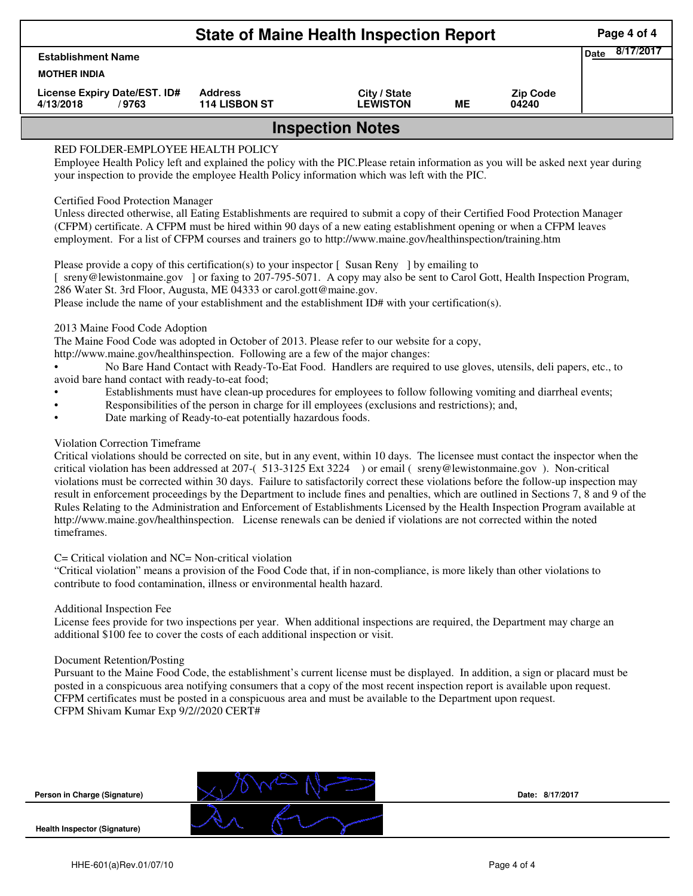# State of Maine Health Inspection Report

| Establishment Name | | | | | Date 8/17/2017 |
|---|---|---|---|---|---|
| MOTHER INDIA | | | | | |
| License Expiry Date/EST. ID# | Address | City / State | | Zip Code | |
| 4/13/2018 / 9763 | 114 LISBON ST | LEWISTON | ME | 04240 | |

## Inspection Notes

RED FOLDER-EMPLOYEE HEALTH POLICY

Employee Health Policy left and explained the policy with the PIC.Please retain information as you will be asked next year during your inspection to provide the employee Health Policy information which was left with the PIC.

Certified Food Protection Manager

Unless directed otherwise, all Eating Establishments are required to submit a copy of their Certified Food Protection Manager (CFPM) certificate. A CFPM must be hired within 90 days of a new eating establishment opening or when a CFPM leaves employment. For a list of CFPM courses and trainers go to http://www.maine.gov/healthinspection/training.htm

Please provide a copy of this certification(s) to your inspector [ Susan Reny ] by emailing to [ sreny@lewistonmaine.gov ] or faxing to 207-795-5071. A copy may also be sent to Carol Gott, Health Inspection Program, 286 Water St. 3rd Floor, Augusta, ME 04333 or carol.gott@maine.gov.

Please include the name of your establishment and the establishment ID# with your certification(s).

2013 Maine Food Code Adoption

The Maine Food Code was adopted in October of 2013. Please refer to our website for a copy, http://www.maine.gov/healthinspection. Following are a few of the major changes:

- No Bare Hand Contact with Ready-To-Eat Food. Handlers are required to use gloves, utensils, deli papers, etc., to avoid bare hand contact with ready-to-eat food;
- Establishments must have clean-up procedures for employees to follow following vomiting and diarrheal events;
- Responsibilities of the person in charge for ill employees (exclusions and restrictions); and,
- Date marking of Ready-to-eat potentially hazardous foods.

Violation Correction Timeframe

Critical violations should be corrected on site, but in any event, within 10 days. The licensee must contact the inspector when the critical violation has been addressed at 207-( 513-3125 Ext 3224 ) or email ( sreny@lewistonmaine.gov ). Non-critical violations must be corrected within 30 days. Failure to satisfactorily correct these violations before the follow-up inspection may result in enforcement proceedings by the Department to include fines and penalties, which are outlined in Sections 7, 8 and 9 of the Rules Relating to the Administration and Enforcement of Establishments Licensed by the Health Inspection Program available at http://www.maine.gov/healthinspection. License renewals can be denied if violations are not corrected within the noted timeframes.

C= Critical violation and NC= Non-critical violation

"Critical violation" means a provision of the Food Code that, if in non-compliance, is more likely than other violations to contribute to food contamination, illness or environmental health hazard.

Additional Inspection Fee

License fees provide for two inspections per year. When additional inspections are required, the Department may charge an additional $100 fee to cover the costs of each additional inspection or visit.

Document Retention/Posting

Pursuant to the Maine Food Code, the establishment's current license must be displayed. In addition, a sign or placard must be posted in a conspicuous area notifying consumers that a copy of the most recent inspection report is available upon request. CFPM certificates must be posted in a conspicuous area and must be available to the Department upon request.

CFPM Shivam Kumar Exp 9/2//2020 CERT#

Person in Charge (Signature) Date: 8/17/2017

Health Inspector (Signature)

HHE-601(a)Rev.01/07/10